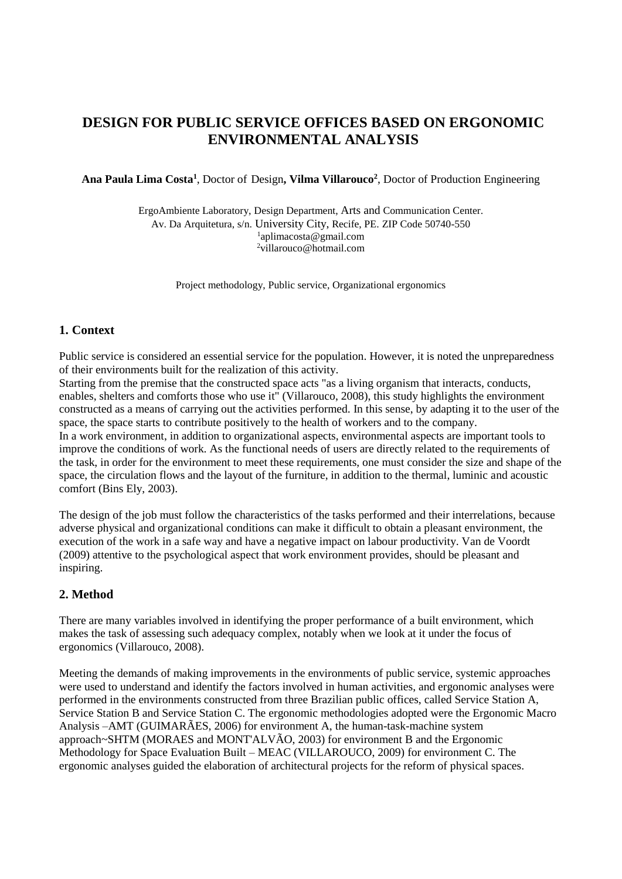# DESIGN FOR PUBLIC SERVICE OFFICES BASED ON ERGONOMIC ENVIRONMENTAL ANALYSIS

**Ana Paula Lima Costa**[1], Doctor of Design**, Vilma Villarouco**[2], Doctor of Production Engineering

ErgoAmbiente Laboratory, Design Department, Arts and Communication Center.
Av. Da Arquitetura, s/n. University City, Recife, PE. ZIP Code 50740-550
[1]aplimacosta@gmail.com
[2]villarouco@hotmail.com

Project methodology, Public service, Organizational ergonomics

## 1. Context

Public service is considered an essential service for the population. However, it is noted the unpreparedness of their environments built for the realization of this activity.
Starting from the premise that the constructed space acts "as a living organism that interacts, conducts, enables, shelters and comforts those who use it" (Villarouco, 2008), this study highlights the environment constructed as a means of carrying out the activities performed. In this sense, by adapting it to the user of the space, the space starts to contribute positively to the health of workers and to the company.
In a work environment, in addition to organizational aspects, environmental aspects are important tools to improve the conditions of work. As the functional needs of users are directly related to the requirements of the task, in order for the environment to meet these requirements, one must consider the size and shape of the space, the circulation flows and the layout of the furniture, in addition to the thermal, luminic and acoustic comfort (Bins Ely, 2003).

The design of the job must follow the characteristics of the tasks performed and their interrelations, because adverse physical and organizational conditions can make it difficult to obtain a pleasant environment, the execution of the work in a safe way and have a negative impact on labour productivity. Van de Voordt (2009) attentive to the psychological aspect that work environment provides, should be pleasant and inspiring.

## 2. Method

There are many variables involved in identifying the proper performance of a built environment, which makes the task of assessing such adequacy complex, notably when we look at it under the focus of ergonomics (Villarouco, 2008).

Meeting the demands of making improvements in the environments of public service, systemic approaches were used to understand and identify the factors involved in human activities, and ergonomic analyses were performed in the environments constructed from three Brazilian public offices, called Service Station A, Service Station B and Service Station C. The ergonomic methodologies adopted were the Ergonomic Macro Analysis –AMT (GUIMARÃES, 2006) for environment A, the human-task-machine system approach~SHTM (MORAES and MONT'ALVÃO, 2003) for environment B and the Ergonomic Methodology for Space Evaluation Built – MEAC (VILLAROUCO, 2009) for environment C. The ergonomic analyses guided the elaboration of architectural projects for the reform of physical spaces.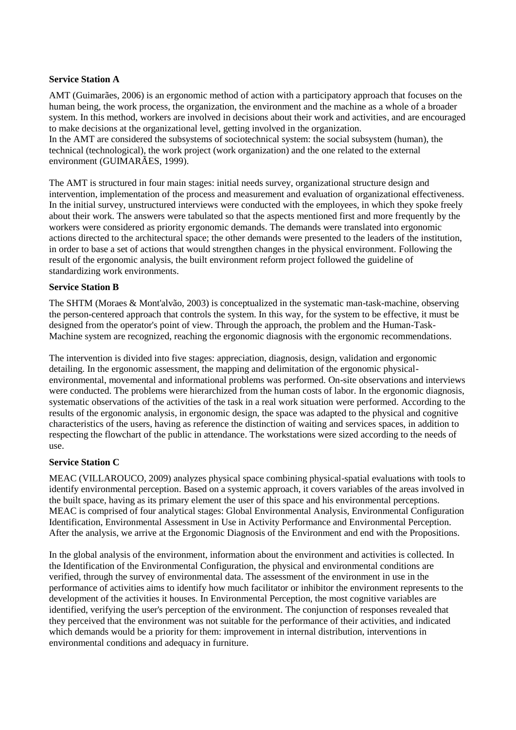**Service Station A**

AMT (Guimarães, 2006) is an ergonomic method of action with a participatory approach that focuses on the human being, the work process, the organization, the environment and the machine as a whole of a broader system. In this method, workers are involved in decisions about their work and activities, and are encouraged to make decisions at the organizational level, getting involved in the organization.
In the AMT are considered the subsystems of sociotechnical system: the social subsystem (human), the technical (technological), the work project (work organization) and the one related to the external environment (GUIMARÃES, 1999).

The AMT is structured in four main stages: initial needs survey, organizational structure design and intervention, implementation of the process and measurement and evaluation of organizational effectiveness. In the initial survey, unstructured interviews were conducted with the employees, in which they spoke freely about their work. The answers were tabulated so that the aspects mentioned first and more frequently by the workers were considered as priority ergonomic demands. The demands were translated into ergonomic actions directed to the architectural space; the other demands were presented to the leaders of the institution, in order to base a set of actions that would strengthen changes in the physical environment. Following the result of the ergonomic analysis, the built environment reform project followed the guideline of standardizing work environments.

**Service Station B**

The SHTM (Moraes & Mont'alvão, 2003) is conceptualized in the systematic man-task-machine, observing the person-centered approach that controls the system. In this way, for the system to be effective, it must be designed from the operator's point of view. Through the approach, the problem and the Human-Task-Machine system are recognized, reaching the ergonomic diagnosis with the ergonomic recommendations.

The intervention is divided into five stages: appreciation, diagnosis, design, validation and ergonomic detailing. In the ergonomic assessment, the mapping and delimitation of the ergonomic physical-environmental, movemental and informational problems was performed. On-site observations and interviews were conducted. The problems were hierarchized from the human costs of labor. In the ergonomic diagnosis, systematic observations of the activities of the task in a real work situation were performed. According to the results of the ergonomic analysis, in ergonomic design, the space was adapted to the physical and cognitive characteristics of the users, having as reference the distinction of waiting and services spaces, in addition to respecting the flowchart of the public in attendance. The workstations were sized according to the needs of use.

**Service Station C**

MEAC (VILLAROUCO, 2009) analyzes physical space combining physical-spatial evaluations with tools to identify environmental perception. Based on a systemic approach, it covers variables of the areas involved in the built space, having as its primary element the user of this space and his environmental perceptions. MEAC is comprised of four analytical stages: Global Environmental Analysis, Environmental Configuration Identification, Environmental Assessment in Use in Activity Performance and Environmental Perception. After the analysis, we arrive at the Ergonomic Diagnosis of the Environment and end with the Propositions.

In the global analysis of the environment, information about the environment and activities is collected. In the Identification of the Environmental Configuration, the physical and environmental conditions are verified, through the survey of environmental data. The assessment of the environment in use in the performance of activities aims to identify how much facilitator or inhibitor the environment represents to the development of the activities it houses. In Environmental Perception, the most cognitive variables are identified, verifying the user's perception of the environment. The conjunction of responses revealed that they perceived that the environment was not suitable for the performance of their activities, and indicated which demands would be a priority for them: improvement in internal distribution, interventions in environmental conditions and adequacy in furniture.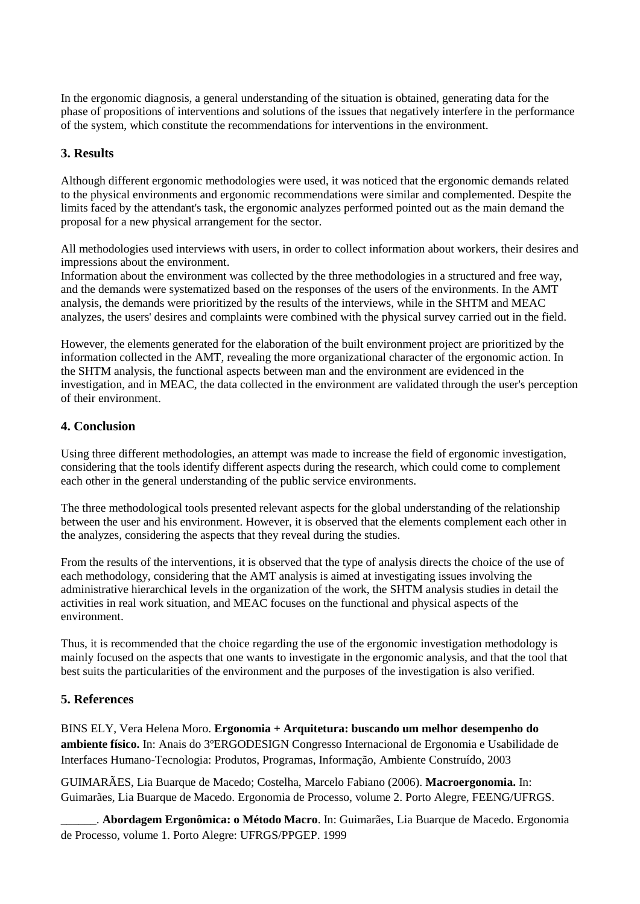In the ergonomic diagnosis, a general understanding of the situation is obtained, generating data for the phase of propositions of interventions and solutions of the issues that negatively interfere in the performance of the system, which constitute the recommendations for interventions in the environment.

## 3. Results

Although different ergonomic methodologies were used, it was noticed that the ergonomic demands related to the physical environments and ergonomic recommendations were similar and complemented. Despite the limits faced by the attendant's task, the ergonomic analyzes performed pointed out as the main demand the proposal for a new physical arrangement for the sector.

All methodologies used interviews with users, in order to collect information about workers, their desires and impressions about the environment.
Information about the environment was collected by the three methodologies in a structured and free way, and the demands were systematized based on the responses of the users of the environments. In the AMT analysis, the demands were prioritized by the results of the interviews, while in the SHTM and MEAC analyzes, the users' desires and complaints were combined with the physical survey carried out in the field.

However, the elements generated for the elaboration of the built environment project are prioritized by the information collected in the AMT, revealing the more organizational character of the ergonomic action. In the SHTM analysis, the functional aspects between man and the environment are evidenced in the investigation, and in MEAC, the data collected in the environment are validated through the user's perception of their environment.

## 4. Conclusion

Using three different methodologies, an attempt was made to increase the field of ergonomic investigation, considering that the tools identify different aspects during the research, which could come to complement each other in the general understanding of the public service environments.

The three methodological tools presented relevant aspects for the global understanding of the relationship between the user and his environment. However, it is observed that the elements complement each other in the analyzes, considering the aspects that they reveal during the studies.

From the results of the interventions, it is observed that the type of analysis directs the choice of the use of each methodology, considering that the AMT analysis is aimed at investigating issues involving the administrative hierarchical levels in the organization of the work, the SHTM analysis studies in detail the activities in real work situation, and MEAC focuses on the functional and physical aspects of the environment.

Thus, it is recommended that the choice regarding the use of the ergonomic investigation methodology is mainly focused on the aspects that one wants to investigate in the ergonomic analysis, and that the tool that best suits the particularities of the environment and the purposes of the investigation is also verified.

## 5. References

BINS ELY, Vera Helena Moro. **Ergonomia + Arquitetura: buscando um melhor desempenho do ambiente físico.** In: Anais do 3ºERGODESIGN Congresso Internacional de Ergonomia e Usabilidade de Interfaces Humano-Tecnologia: Produtos, Programas, Informação, Ambiente Construído, 2003

GUIMARÃES, Lia Buarque de Macedo; Costelha, Marcelo Fabiano (2006). **Macroergonomia.** In: Guimarães, Lia Buarque de Macedo. Ergonomia de Processo, volume 2. Porto Alegre, FEENG/UFRGS.

______. **Abordagem Ergonômica: o Método Macro**. In: Guimarães, Lia Buarque de Macedo. Ergonomia de Processo, volume 1. Porto Alegre: UFRGS/PPGEP. 1999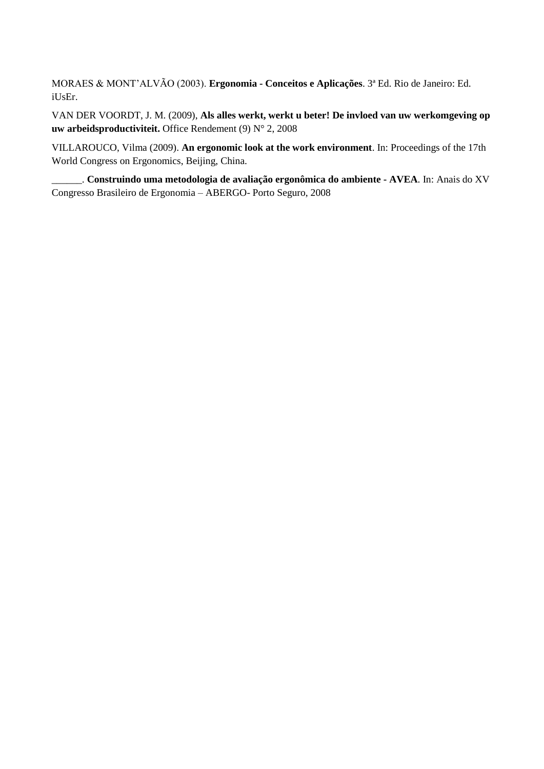MORAES & MONT’ALVÃO (2003). **Ergonomia - Conceitos e Aplicações**. 3ª Ed. Rio de Janeiro: Ed. iUsEr.

VAN DER VOORDT, J. M. (2009), **Als alles werkt, werkt u beter! De invloed van uw werkomgeving op uw arbeidsproductiviteit.** Office Rendement (9) N° 2, 2008

VILLAROUCO, Vilma (2009). **An ergonomic look at the work environment**. In: Proceedings of the 17th World Congress on Ergonomics, Beijing, China.

______. **Construindo uma metodologia de avaliação ergonômica do ambiente - AVEA**. In: Anais do XV Congresso Brasileiro de Ergonomia – ABERGO- Porto Seguro, 2008